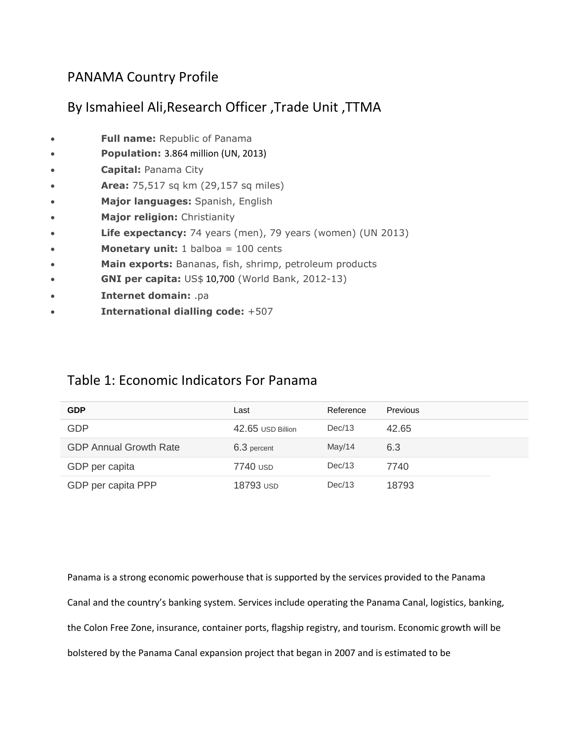# PANAMA Country Profile

## By Ismahieel Ali,Research Officer ,Trade Unit ,TTMA

- **Full name:** Republic of Panama
- **Population:** 3.864 million (UN, 2013)
- **Capital:** Panama City
- **Area:** 75,517 sq km (29,157 sq miles)
- **Major languages:** Spanish, English
- **Major religion:** Christianity
- **Life expectancy:** 74 years (men), 79 years (women) (UN 2013)
- **Monetary unit:** 1 balboa = 100 cents
- **Main exports:** Bananas, fish, shrimp, petroleum products
- **GNI per capita:** US$ 10,700 (World Bank, 2012-13)
- **Internet domain:** .pa
- **International dialling code:** +507

## Table 1: Economic Indicators For Panama

| GDP | Last | Reference | Previous |
|---|---|---|---|
| GDP | 42.65 USD Billion | Dec/13 | 42.65 |
| GDP Annual Growth Rate | 6.3 percent | May/14 | 6.3 |
| GDP per capita | 7740 USD | Dec/13 | 7740 |
| GDP per capita PPP | 18793 USD | Dec/13 | 18793 |

Panama is a strong economic powerhouse that is supported by the services provided to the Panama Canal and the country's banking system. Services include operating the Panama Canal, logistics, banking, the Colon Free Zone, insurance, container ports, flagship registry, and tourism. Economic growth will be bolstered by the Panama Canal expansion project that began in 2007 and is estimated to be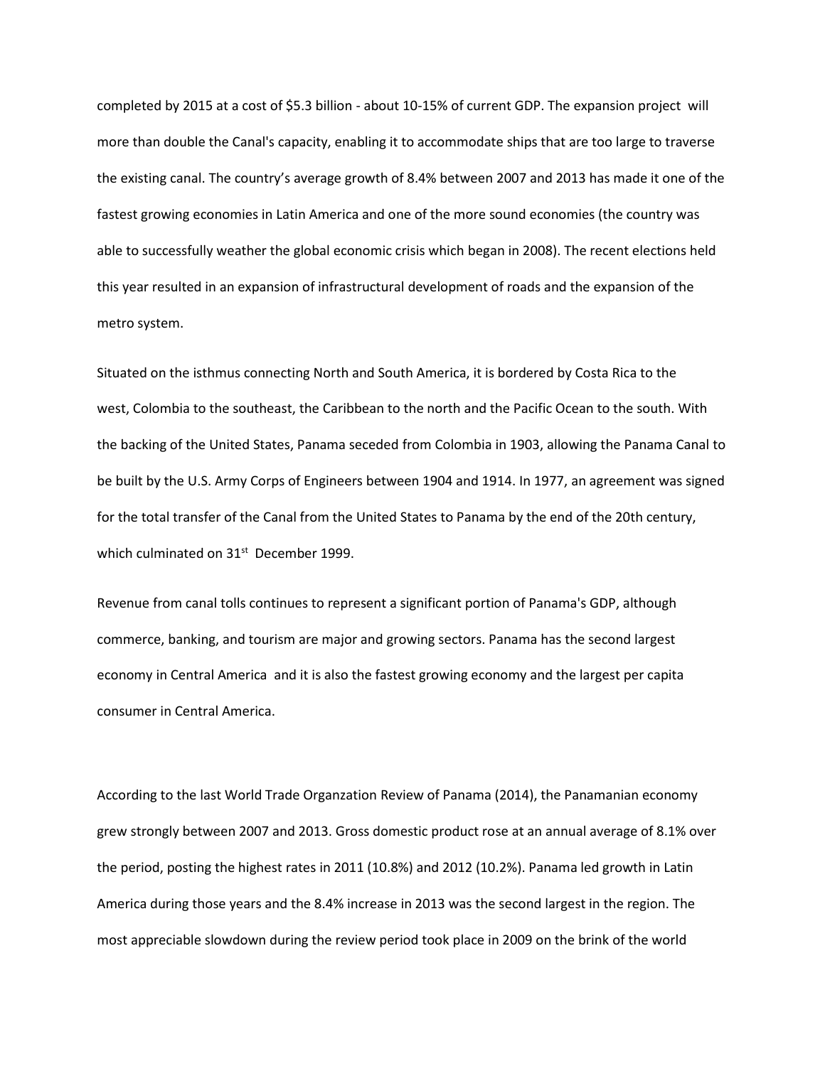completed by 2015 at a cost of $5.3 billion - about 10-15% of current GDP. The expansion project will more than double the Canal's capacity, enabling it to accommodate ships that are too large to traverse the existing canal. The country's average growth of 8.4% between 2007 and 2013 has made it one of the fastest growing economies in Latin America and one of the more sound economies (the country was able to successfully weather the global economic crisis which began in 2008). The recent elections held this year resulted in an expansion of infrastructural development of roads and the expansion of the metro system.

Situated on the isthmus connecting North and South America, it is bordered by Costa Rica to the west, Colombia to the southeast, the Caribbean to the north and the Pacific Ocean to the south. With the backing of the United States, Panama seceded from Colombia in 1903, allowing the Panama Canal to be built by the U.S. Army Corps of Engineers between 1904 and 1914. In 1977, an agreement was signed for the total transfer of the Canal from the United States to Panama by the end of the 20th century, which culminated on 31st December 1999.

Revenue from canal tolls continues to represent a significant portion of Panama's GDP, although commerce, banking, and tourism are major and growing sectors. Panama has the second largest economy in Central America and it is also the fastest growing economy and the largest per capita consumer in Central America.

According to the last World Trade Organzation Review of Panama (2014), the Panamanian economy grew strongly between 2007 and 2013. Gross domestic product rose at an annual average of 8.1% over the period, posting the highest rates in 2011 (10.8%) and 2012 (10.2%). Panama led growth in Latin America during those years and the 8.4% increase in 2013 was the second largest in the region. The most appreciable slowdown during the review period took place in 2009 on the brink of the world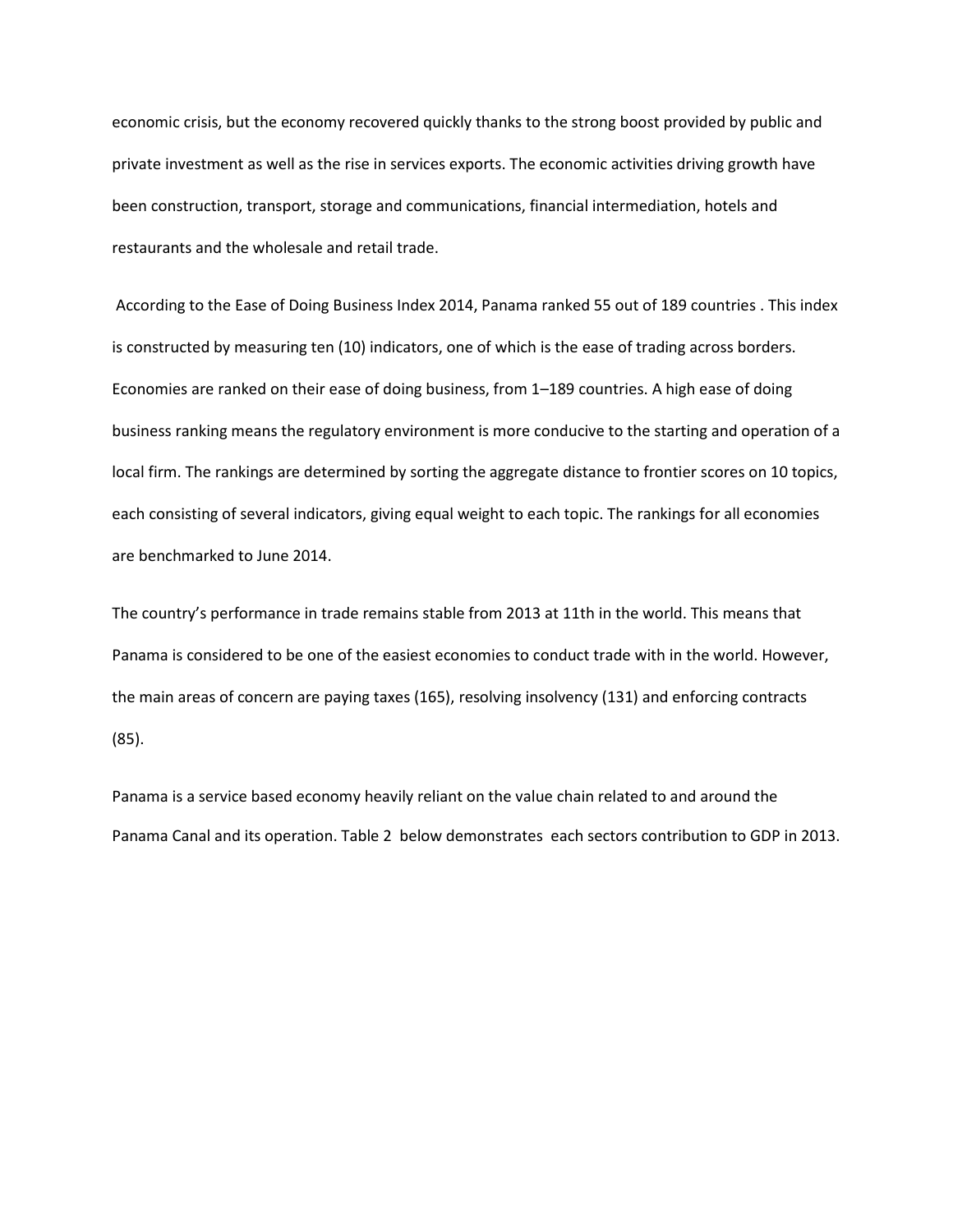economic crisis, but the economy recovered quickly thanks to the strong boost provided by public and private investment as well as the rise in services exports. The economic activities driving growth have been construction, transport, storage and communications, financial intermediation, hotels and restaurants and the wholesale and retail trade.

According to the Ease of Doing Business Index 2014, Panama ranked 55 out of 189 countries . This index is constructed by measuring ten (10) indicators, one of which is the ease of trading across borders. Economies are ranked on their ease of doing business, from 1–189 countries. A high ease of doing business ranking means the regulatory environment is more conducive to the starting and operation of a local firm. The rankings are determined by sorting the aggregate distance to frontier scores on 10 topics, each consisting of several indicators, giving equal weight to each topic. The rankings for all economies are benchmarked to June 2014.

The country's performance in trade remains stable from 2013 at 11th in the world. This means that Panama is considered to be one of the easiest economies to conduct trade with in the world. However, the main areas of concern are paying taxes (165), resolving insolvency (131) and enforcing contracts (85).

Panama is a service based economy heavily reliant on the value chain related to and around the Panama Canal and its operation. Table 2 below demonstrates each sectors contribution to GDP in 2013.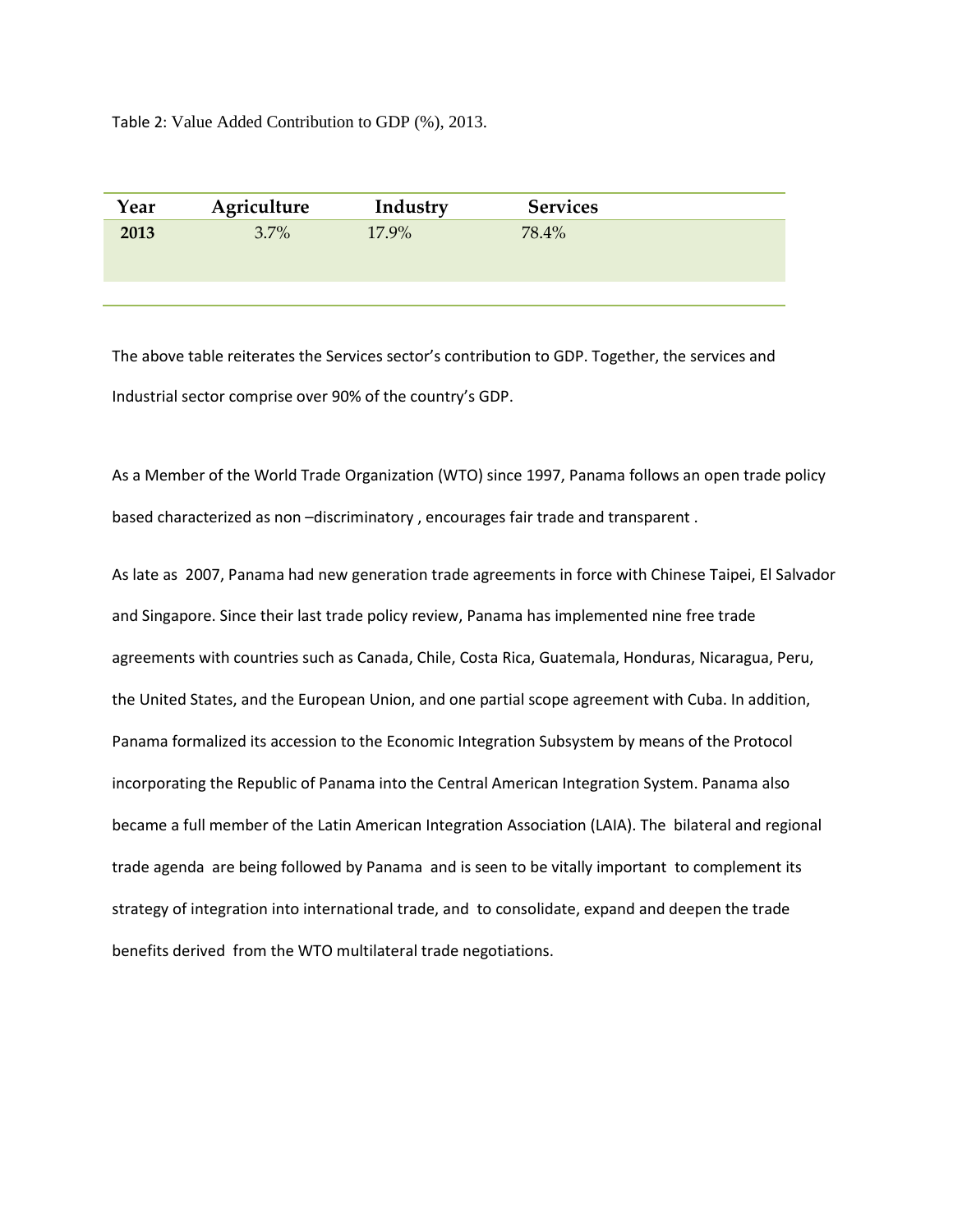Table 2: Value Added Contribution to GDP (%), 2013.

| Year | Agriculture | Industry | Services |
|---|---|---|---|
| **2013** | 3.7% | 17.9% | 78.4% |

The above table reiterates the Services sector's contribution to GDP. Together, the services and Industrial sector comprise over 90% of the country's GDP.

As a Member of the World Trade Organization (WTO) since 1997, Panama follows an open trade policy based characterized as non –discriminatory , encourages fair trade and transparent .

As late as 2007, Panama had new generation trade agreements in force with Chinese Taipei, El Salvador and Singapore. Since their last trade policy review, Panama has implemented nine free trade agreements with countries such as Canada, Chile, Costa Rica, Guatemala, Honduras, Nicaragua, Peru, the United States, and the European Union, and one partial scope agreement with Cuba. In addition, Panama formalized its accession to the Economic Integration Subsystem by means of the Protocol incorporating the Republic of Panama into the Central American Integration System. Panama also became a full member of the Latin American Integration Association (LAIA). The bilateral and regional trade agenda are being followed by Panama and is seen to be vitally important to complement its strategy of integration into international trade, and to consolidate, expand and deepen the trade benefits derived from the WTO multilateral trade negotiations.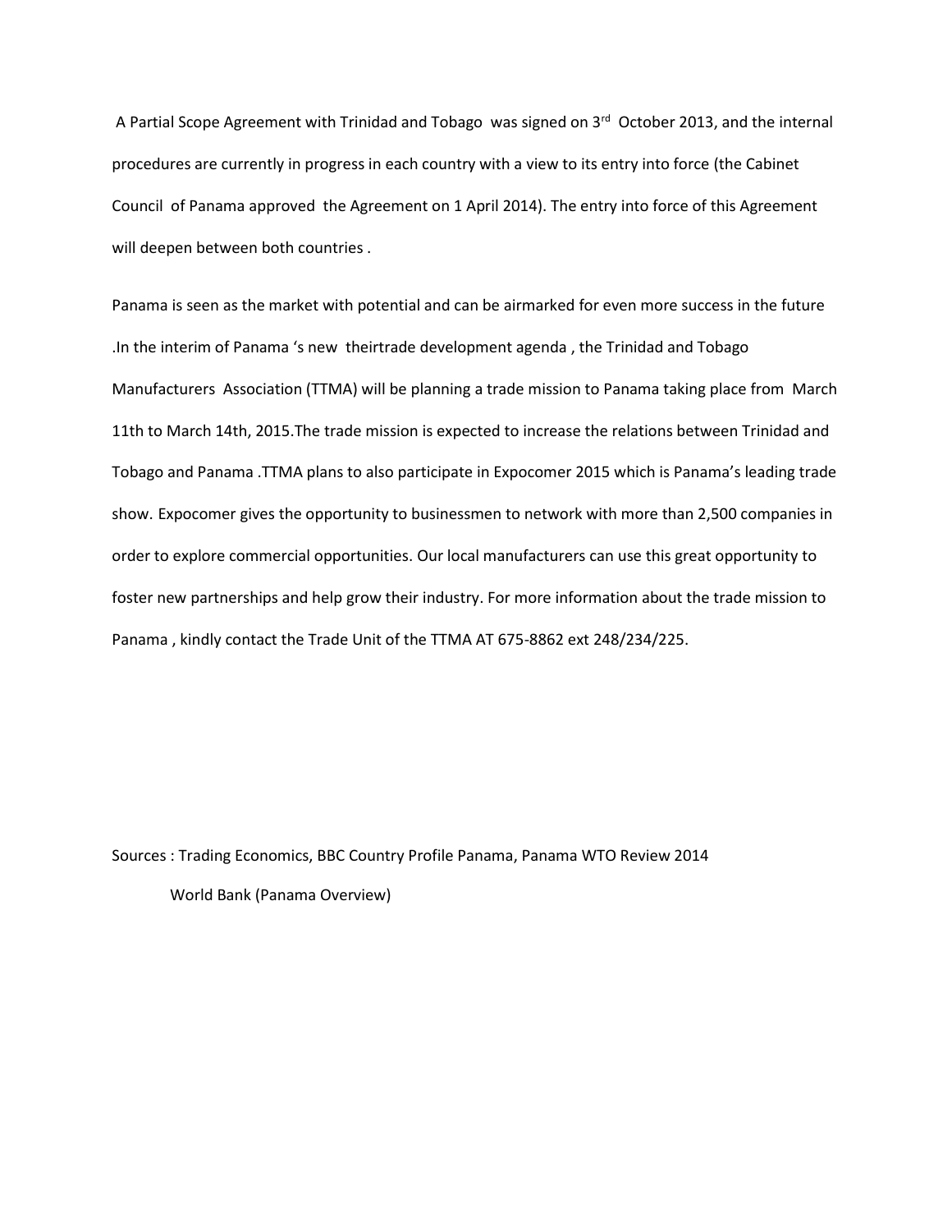A Partial Scope Agreement with Trinidad and Tobago was signed on 3rd October 2013, and the internal procedures are currently in progress in each country with a view to its entry into force (the Cabinet Council of Panama approved the Agreement on 1 April 2014). The entry into force of this Agreement will deepen between both countries .

Panama is seen as the market with potential and can be airmarked for even more success in the future .In the interim of Panama 's new theirtrade development agenda , the Trinidad and Tobago Manufacturers Association (TTMA) will be planning a trade mission to Panama taking place from March 11th to March 14th, 2015.The trade mission is expected to increase the relations between Trinidad and Tobago and Panama .TTMA plans to also participate in Expocomer 2015 which is Panama's leading trade show. Expocomer gives the opportunity to businessmen to network with more than 2,500 companies in order to explore commercial opportunities. Our local manufacturers can use this great opportunity to foster new partnerships and help grow their industry. For more information about the trade mission to Panama , kindly contact the Trade Unit of the TTMA AT 675-8862 ext 248/234/225.

Sources : Trading Economics, BBC Country Profile Panama, Panama WTO Review 2014

World Bank (Panama Overview)